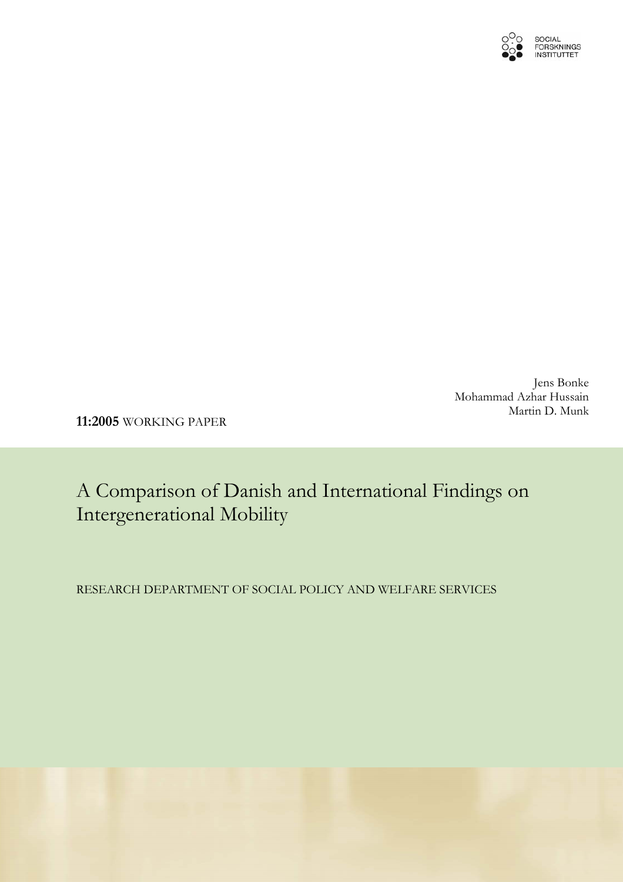SOCIAL FORSKNINGS INSTITUTTET

Jens Bonke
Mohammad Azhar Hussain
Martin D. Munk

**11:2005** WORKING PAPER

# A Comparison of Danish and International Findings on Intergenerational Mobility

RESEARCH DEPARTMENT OF SOCIAL POLICY AND WELFARE SERVICES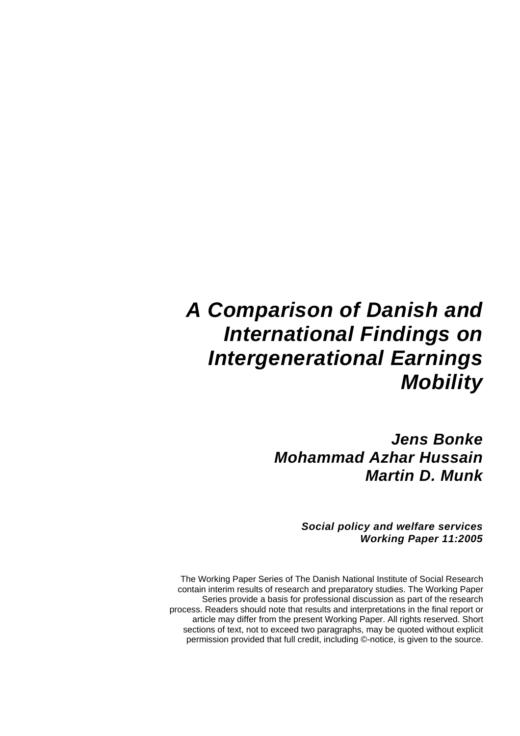# *A Comparison of Danish and International Findings on Intergenerational Earnings Mobility*

***Jens Bonke***
***Mohammad Azhar Hussain***
***Martin D. Munk***

***Social policy and welfare services***
***Working Paper 11:2005***

The Working Paper Series of The Danish National Institute of Social Research contain interim results of research and preparatory studies. The Working Paper Series provide a basis for professional discussion as part of the research process. Readers should note that results and interpretations in the final report or article may differ from the present Working Paper. All rights reserved. Short sections of text, not to exceed two paragraphs, may be quoted without explicit permission provided that full credit, including ©-notice, is given to the source.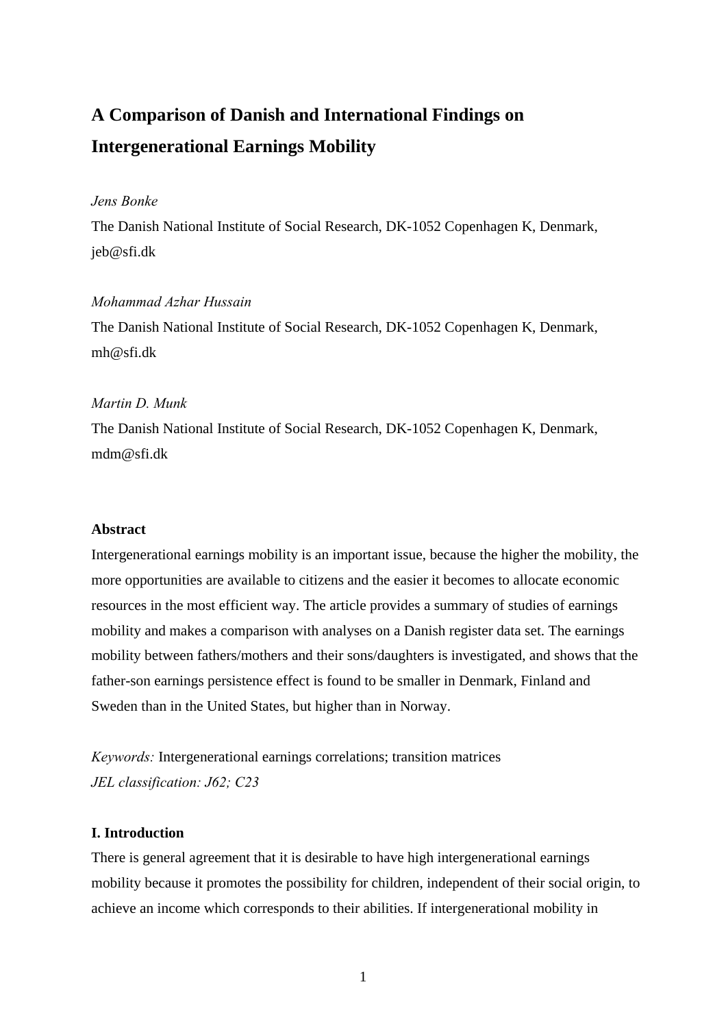# A Comparison of Danish and International Findings on Intergenerational Earnings Mobility

*Jens Bonke*

The Danish National Institute of Social Research, DK-1052 Copenhagen K, Denmark, jeb@sfi.dk

*Mohammad Azhar Hussain*

The Danish National Institute of Social Research, DK-1052 Copenhagen K, Denmark, mh@sfi.dk

*Martin D. Munk*

The Danish National Institute of Social Research, DK-1052 Copenhagen K, Denmark, mdm@sfi.dk

**Abstract**

Intergenerational earnings mobility is an important issue, because the higher the mobility, the more opportunities are available to citizens and the easier it becomes to allocate economic resources in the most efficient way. The article provides a summary of studies of earnings mobility and makes a comparison with analyses on a Danish register data set. The earnings mobility between fathers/mothers and their sons/daughters is investigated, and shows that the father-son earnings persistence effect is found to be smaller in Denmark, Finland and Sweden than in the United States, but higher than in Norway.

*Keywords:* Intergenerational earnings correlations; transition matrices
*JEL classification: J62; C23*

**I. Introduction**

There is general agreement that it is desirable to have high intergenerational earnings mobility because it promotes the possibility for children, independent of their social origin, to achieve an income which corresponds to their abilities. If intergenerational mobility in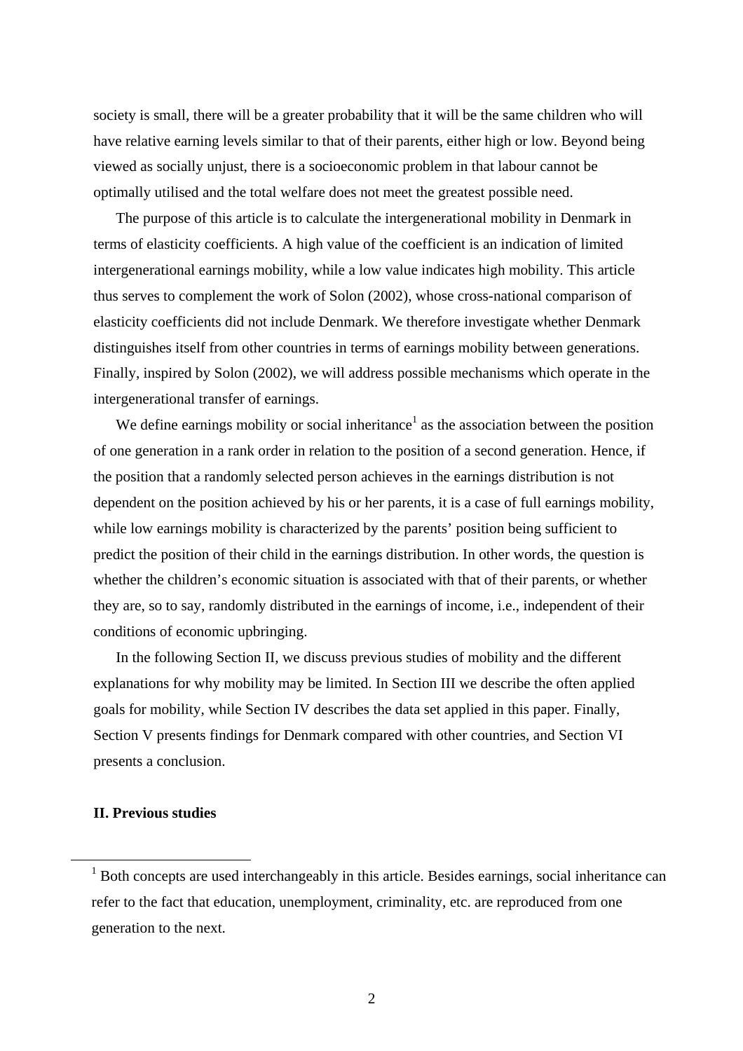society is small, there will be a greater probability that it will be the same children who will have relative earning levels similar to that of their parents, either high or low. Beyond being viewed as socially unjust, there is a socioeconomic problem in that labour cannot be optimally utilised and the total welfare does not meet the greatest possible need.

The purpose of this article is to calculate the intergenerational mobility in Denmark in terms of elasticity coefficients. A high value of the coefficient is an indication of limited intergenerational earnings mobility, while a low value indicates high mobility. This article thus serves to complement the work of Solon (2002), whose cross-national comparison of elasticity coefficients did not include Denmark. We therefore investigate whether Denmark distinguishes itself from other countries in terms of earnings mobility between generations. Finally, inspired by Solon (2002), we will address possible mechanisms which operate in the intergenerational transfer of earnings.

We define earnings mobility or social inheritance[1] as the association between the position of one generation in a rank order in relation to the position of a second generation. Hence, if the position that a randomly selected person achieves in the earnings distribution is not dependent on the position achieved by his or her parents, it is a case of full earnings mobility, while low earnings mobility is characterized by the parents' position being sufficient to predict the position of their child in the earnings distribution. In other words, the question is whether the children's economic situation is associated with that of their parents, or whether they are, so to say, randomly distributed in the earnings of income, i.e., independent of their conditions of economic upbringing.

In the following Section II, we discuss previous studies of mobility and the different explanations for why mobility may be limited. In Section III we describe the often applied goals for mobility, while Section IV describes the data set applied in this paper. Finally, Section V presents findings for Denmark compared with other countries, and Section VI presents a conclusion.

## II. Previous studies

[1] Both concepts are used interchangeably in this article. Besides earnings, social inheritance can refer to the fact that education, unemployment, criminality, etc. are reproduced from one generation to the next.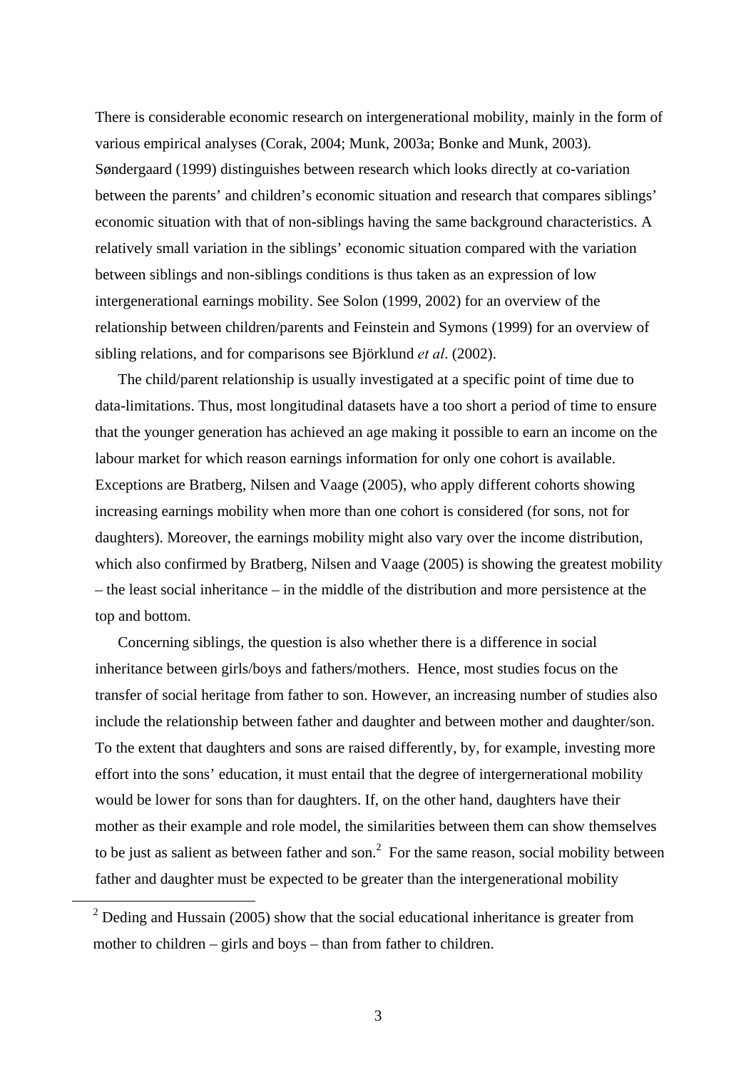There is considerable economic research on intergenerational mobility, mainly in the form of various empirical analyses (Corak, 2004; Munk, 2003a; Bonke and Munk, 2003). Søndergaard (1999) distinguishes between research which looks directly at co-variation between the parents' and children's economic situation and research that compares siblings' economic situation with that of non-siblings having the same background characteristics. A relatively small variation in the siblings' economic situation compared with the variation between siblings and non-siblings conditions is thus taken as an expression of low intergenerational earnings mobility. See Solon (1999, 2002) for an overview of the relationship between children/parents and Feinstein and Symons (1999) for an overview of sibling relations, and for comparisons see Björklund *et al*. (2002).

The child/parent relationship is usually investigated at a specific point of time due to data-limitations. Thus, most longitudinal datasets have a too short a period of time to ensure that the younger generation has achieved an age making it possible to earn an income on the labour market for which reason earnings information for only one cohort is available. Exceptions are Bratberg, Nilsen and Vaage (2005), who apply different cohorts showing increasing earnings mobility when more than one cohort is considered (for sons, not for daughters). Moreover, the earnings mobility might also vary over the income distribution, which also confirmed by Bratberg, Nilsen and Vaage (2005) is showing the greatest mobility – the least social inheritance – in the middle of the distribution and more persistence at the top and bottom.

Concerning siblings, the question is also whether there is a difference in social inheritance between girls/boys and fathers/mothers. Hence, most studies focus on the transfer of social heritage from father to son. However, an increasing number of studies also include the relationship between father and daughter and between mother and daughter/son. To the extent that daughters and sons are raised differently, by, for example, investing more effort into the sons' education, it must entail that the degree of intergernerational mobility would be lower for sons than for daughters. If, on the other hand, daughters have their mother as their example and role model, the similarities between them can show themselves to be just as salient as between father and son.[2] For the same reason, social mobility between father and daughter must be expected to be greater than the intergenerational mobility

[2] Deding and Hussain (2005) show that the social educational inheritance is greater from mother to children – girls and boys – than from father to children.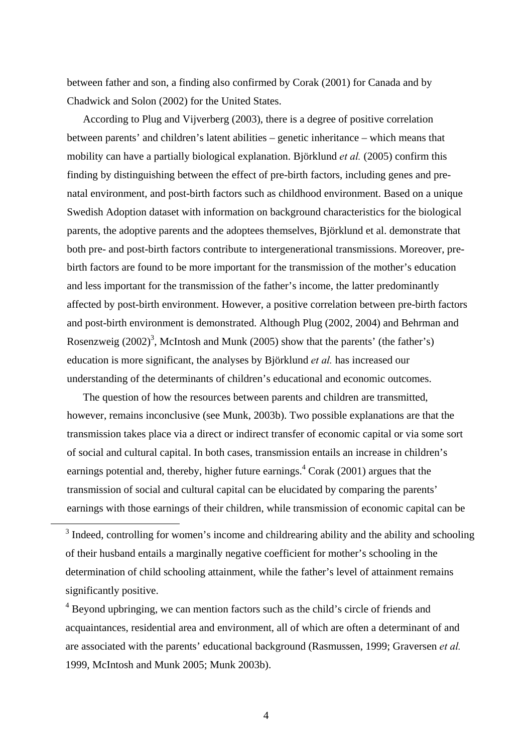between father and son, a finding also confirmed by Corak (2001) for Canada and by Chadwick and Solon (2002) for the United States.

According to Plug and Vijverberg (2003), there is a degree of positive correlation between parents' and children's latent abilities – genetic inheritance – which means that mobility can have a partially biological explanation. Björklund *et al.* (2005) confirm this finding by distinguishing between the effect of pre-birth factors, including genes and pre-natal environment, and post-birth factors such as childhood environment. Based on a unique Swedish Adoption dataset with information on background characteristics for the biological parents, the adoptive parents and the adoptees themselves, Björklund et al. demonstrate that both pre- and post-birth factors contribute to intergenerational transmissions. Moreover, pre-birth factors are found to be more important for the transmission of the mother's education and less important for the transmission of the father's income, the latter predominantly affected by post-birth environment. However, a positive correlation between pre-birth factors and post-birth environment is demonstrated. Although Plug (2002, 2004) and Behrman and Rosenzweig (2002)[3], McIntosh and Munk (2005) show that the parents' (the father's) education is more significant, the analyses by Björklund *et al.* has increased our understanding of the determinants of children's educational and economic outcomes.

The question of how the resources between parents and children are transmitted, however, remains inconclusive (see Munk, 2003b). Two possible explanations are that the transmission takes place via a direct or indirect transfer of economic capital or via some sort of social and cultural capital. In both cases, transmission entails an increase in children's earnings potential and, thereby, higher future earnings.[4] Corak (2001) argues that the transmission of social and cultural capital can be elucidated by comparing the parents' earnings with those earnings of their children, while transmission of economic capital can be

[3] Indeed, controlling for women's income and childrearing ability and the ability and schooling of their husband entails a marginally negative coefficient for mother's schooling in the determination of child schooling attainment, while the father's level of attainment remains significantly positive.

[4] Beyond upbringing, we can mention factors such as the child's circle of friends and acquaintances, residential area and environment, all of which are often a determinant of and are associated with the parents' educational background (Rasmussen, 1999; Graversen *et al.* 1999, McIntosh and Munk 2005; Munk 2003b).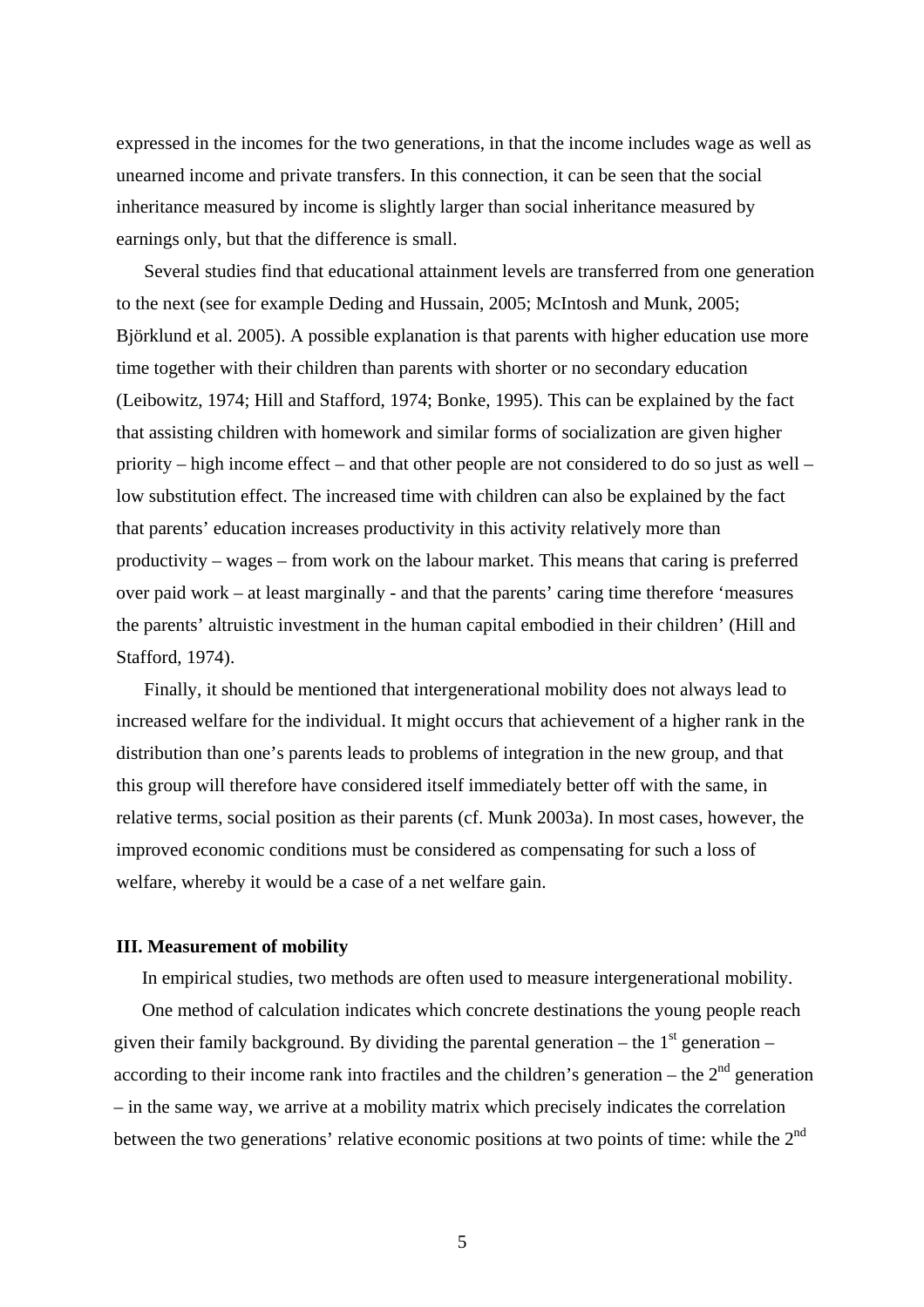expressed in the incomes for the two generations, in that the income includes wage as well as unearned income and private transfers. In this connection, it can be seen that the social inheritance measured by income is slightly larger than social inheritance measured by earnings only, but that the difference is small.

Several studies find that educational attainment levels are transferred from one generation to the next (see for example Deding and Hussain, 2005; McIntosh and Munk, 2005; Björklund et al. 2005). A possible explanation is that parents with higher education use more time together with their children than parents with shorter or no secondary education (Leibowitz, 1974; Hill and Stafford, 1974; Bonke, 1995). This can be explained by the fact that assisting children with homework and similar forms of socialization are given higher priority – high income effect – and that other people are not considered to do so just as well – low substitution effect. The increased time with children can also be explained by the fact that parents' education increases productivity in this activity relatively more than productivity – wages – from work on the labour market. This means that caring is preferred over paid work – at least marginally - and that the parents' caring time therefore 'measures the parents' altruistic investment in the human capital embodied in their children' (Hill and Stafford, 1974).

Finally, it should be mentioned that intergenerational mobility does not always lead to increased welfare for the individual. It might occurs that achievement of a higher rank in the distribution than one's parents leads to problems of integration in the new group, and that this group will therefore have considered itself immediately better off with the same, in relative terms, social position as their parents (cf. Munk 2003a). In most cases, however, the improved economic conditions must be considered as compensating for such a loss of welfare, whereby it would be a case of a net welfare gain.

## III. Measurement of mobility

In empirical studies, two methods are often used to measure intergenerational mobility.

One method of calculation indicates which concrete destinations the young people reach given their family background. By dividing the parental generation – the 1st generation – according to their income rank into fractiles and the children's generation – the 2nd generation – in the same way, we arrive at a mobility matrix which precisely indicates the correlation between the two generations' relative economic positions at two points of time: while the 2nd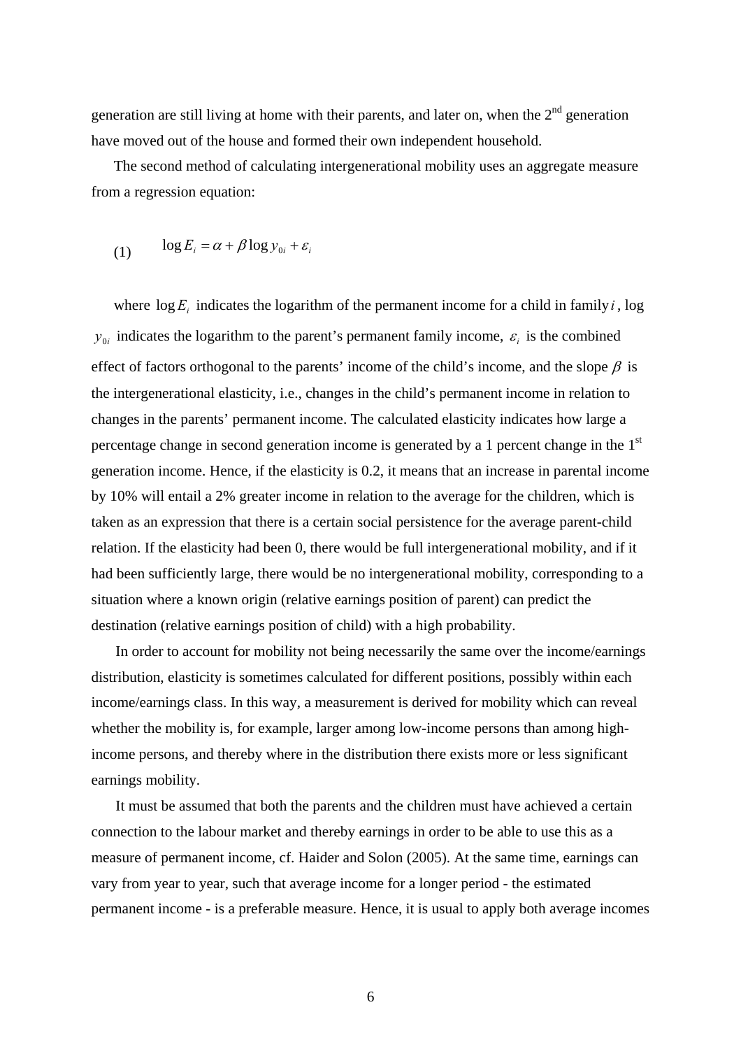generation are still living at home with their parents, and later on, when the 2nd generation have moved out of the house and formed their own independent household.

The second method of calculating intergenerational mobility uses an aggregate measure from a regression equation:

$$\log E_i = \alpha + \beta \log y_{0i} + \varepsilon_i \qquad (1)$$

where $\log E_i$ indicates the logarithm of the permanent income for a child in family $i$, log $y_{0i}$ indicates the logarithm to the parent's permanent family income, $\varepsilon_i$ is the combined effect of factors orthogonal to the parents' income of the child's income, and the slope $\beta$ is the intergenerational elasticity, i.e., changes in the child's permanent income in relation to changes in the parents' permanent income. The calculated elasticity indicates how large a percentage change in second generation income is generated by a 1 percent change in the 1st generation income. Hence, if the elasticity is 0.2, it means that an increase in parental income by 10% will entail a 2% greater income in relation to the average for the children, which is taken as an expression that there is a certain social persistence for the average parent-child relation. If the elasticity had been 0, there would be full intergenerational mobility, and if it had been sufficiently large, there would be no intergenerational mobility, corresponding to a situation where a known origin (relative earnings position of parent) can predict the destination (relative earnings position of child) with a high probability.

In order to account for mobility not being necessarily the same over the income/earnings distribution, elasticity is sometimes calculated for different positions, possibly within each income/earnings class. In this way, a measurement is derived for mobility which can reveal whether the mobility is, for example, larger among low-income persons than among high-income persons, and thereby where in the distribution there exists more or less significant earnings mobility.

It must be assumed that both the parents and the children must have achieved a certain connection to the labour market and thereby earnings in order to be able to use this as a measure of permanent income, cf. Haider and Solon (2005). At the same time, earnings can vary from year to year, such that average income for a longer period - the estimated permanent income - is a preferable measure. Hence, it is usual to apply both average incomes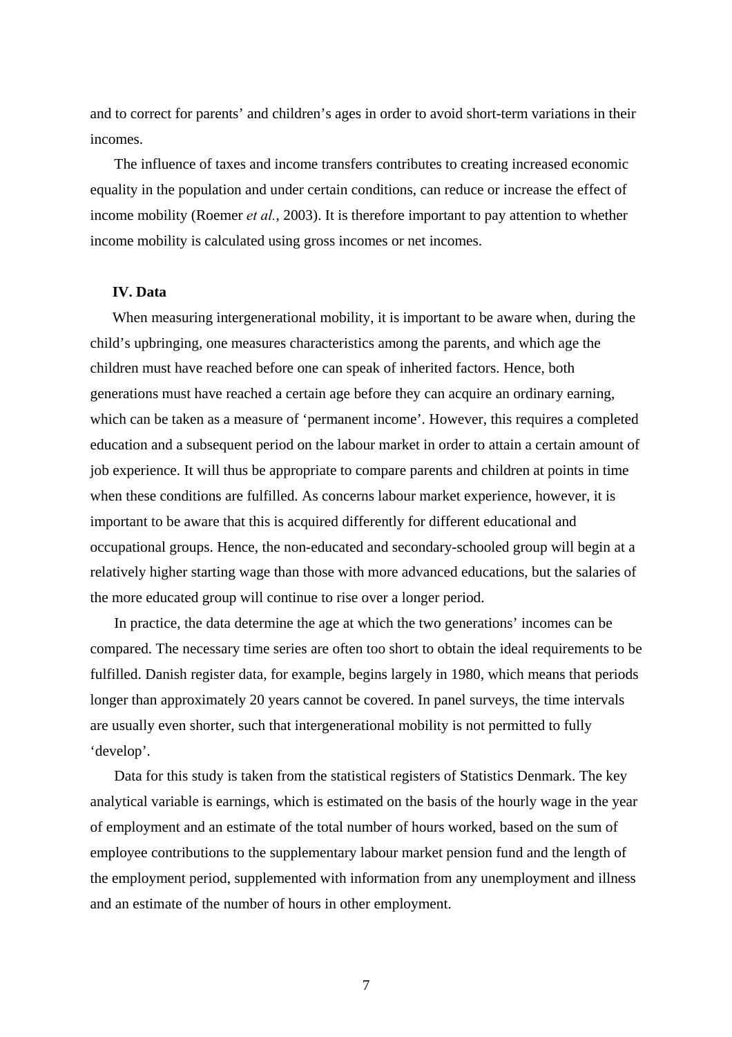and to correct for parents' and children's ages in order to avoid short-term variations in their incomes.

The influence of taxes and income transfers contributes to creating increased economic equality in the population and under certain conditions, can reduce or increase the effect of income mobility (Roemer *et al.*, 2003). It is therefore important to pay attention to whether income mobility is calculated using gross incomes or net incomes.

## IV. Data

When measuring intergenerational mobility, it is important to be aware when, during the child's upbringing, one measures characteristics among the parents, and which age the children must have reached before one can speak of inherited factors. Hence, both generations must have reached a certain age before they can acquire an ordinary earning, which can be taken as a measure of 'permanent income'. However, this requires a completed education and a subsequent period on the labour market in order to attain a certain amount of job experience. It will thus be appropriate to compare parents and children at points in time when these conditions are fulfilled. As concerns labour market experience, however, it is important to be aware that this is acquired differently for different educational and occupational groups. Hence, the non-educated and secondary-schooled group will begin at a relatively higher starting wage than those with more advanced educations, but the salaries of the more educated group will continue to rise over a longer period.

In practice, the data determine the age at which the two generations' incomes can be compared. The necessary time series are often too short to obtain the ideal requirements to be fulfilled. Danish register data, for example, begins largely in 1980, which means that periods longer than approximately 20 years cannot be covered. In panel surveys, the time intervals are usually even shorter, such that intergenerational mobility is not permitted to fully 'develop'.

Data for this study is taken from the statistical registers of Statistics Denmark. The key analytical variable is earnings, which is estimated on the basis of the hourly wage in the year of employment and an estimate of the total number of hours worked, based on the sum of employee contributions to the supplementary labour market pension fund and the length of the employment period, supplemented with information from any unemployment and illness and an estimate of the number of hours in other employment.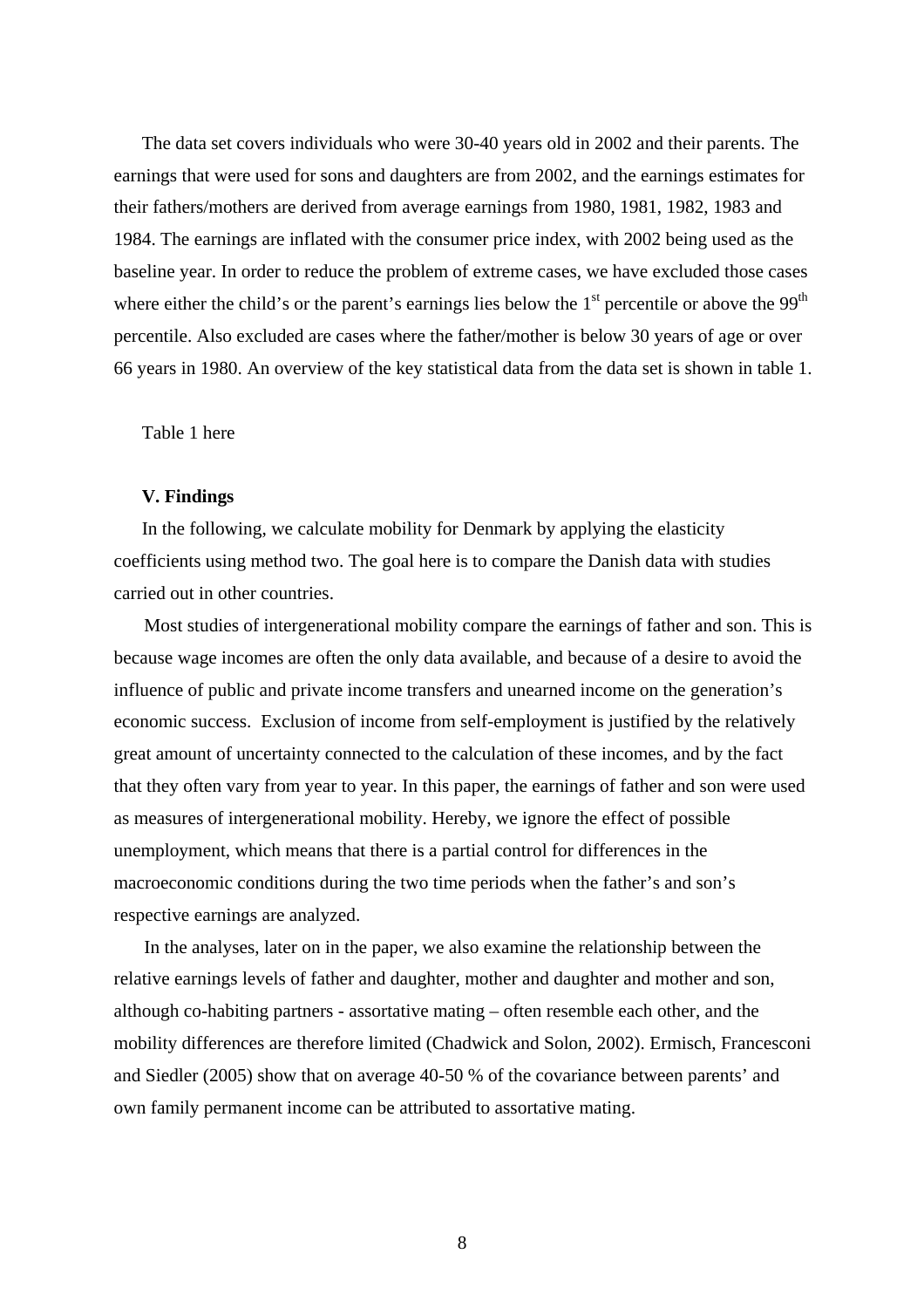The data set covers individuals who were 30-40 years old in 2002 and their parents. The earnings that were used for sons and daughters are from 2002, and the earnings estimates for their fathers/mothers are derived from average earnings from 1980, 1981, 1982, 1983 and 1984. The earnings are inflated with the consumer price index, with 2002 being used as the baseline year. In order to reduce the problem of extreme cases, we have excluded those cases where either the child's or the parent's earnings lies below the 1st percentile or above the 99th percentile. Also excluded are cases where the father/mother is below 30 years of age or over 66 years in 1980. An overview of the key statistical data from the data set is shown in table 1.

Table 1 here

**V. Findings**

In the following, we calculate mobility for Denmark by applying the elasticity coefficients using method two. The goal here is to compare the Danish data with studies carried out in other countries.

Most studies of intergenerational mobility compare the earnings of father and son. This is because wage incomes are often the only data available, and because of a desire to avoid the influence of public and private income transfers and unearned income on the generation's economic success. Exclusion of income from self-employment is justified by the relatively great amount of uncertainty connected to the calculation of these incomes, and by the fact that they often vary from year to year. In this paper, the earnings of father and son were used as measures of intergenerational mobility. Hereby, we ignore the effect of possible unemployment, which means that there is a partial control for differences in the macroeconomic conditions during the two time periods when the father's and son's respective earnings are analyzed.

In the analyses, later on in the paper, we also examine the relationship between the relative earnings levels of father and daughter, mother and daughter and mother and son, although co-habiting partners - assortative mating – often resemble each other, and the mobility differences are therefore limited (Chadwick and Solon, 2002). Ermisch, Francesconi and Siedler (2005) show that on average 40-50 % of the covariance between parents' and own family permanent income can be attributed to assortative mating.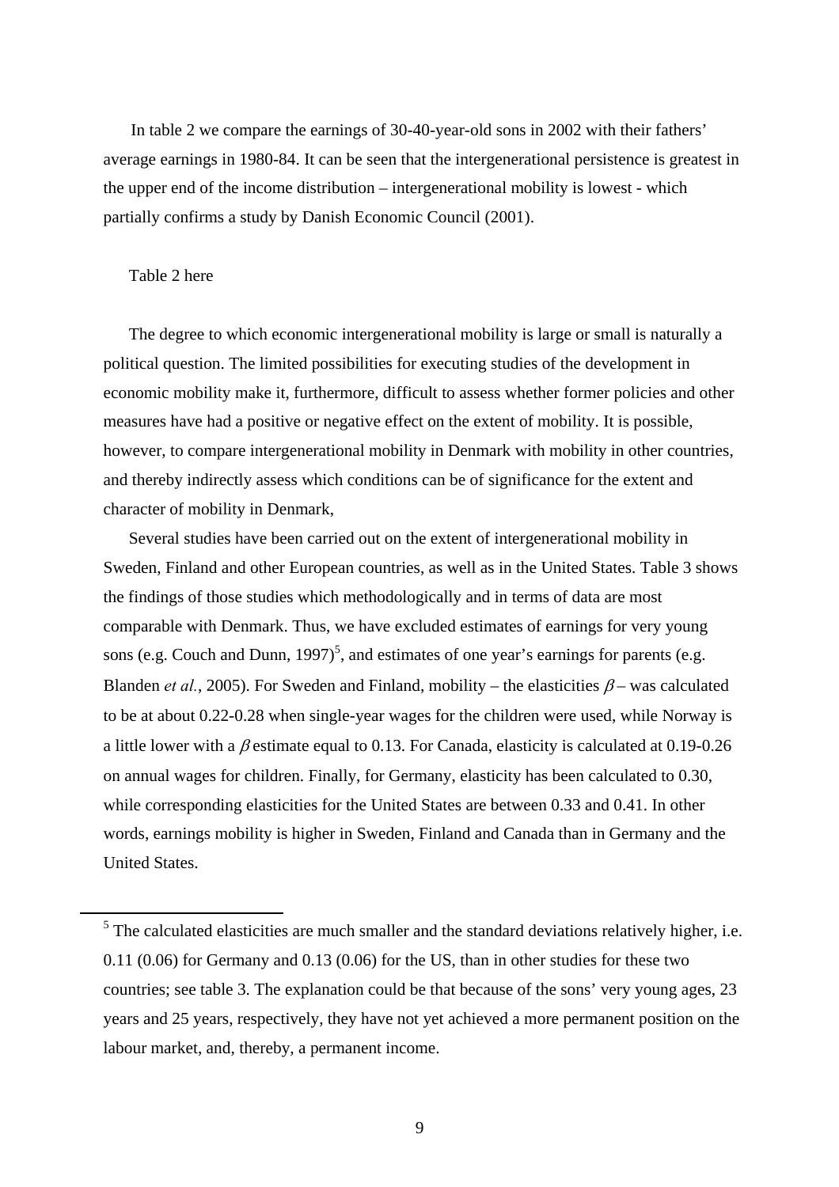In table 2 we compare the earnings of 30-40-year-old sons in 2002 with their fathers' average earnings in 1980-84. It can be seen that the intergenerational persistence is greatest in the upper end of the income distribution – intergenerational mobility is lowest - which partially confirms a study by Danish Economic Council (2001).

Table 2 here

The degree to which economic intergenerational mobility is large or small is naturally a political question. The limited possibilities for executing studies of the development in economic mobility make it, furthermore, difficult to assess whether former policies and other measures have had a positive or negative effect on the extent of mobility. It is possible, however, to compare intergenerational mobility in Denmark with mobility in other countries, and thereby indirectly assess which conditions can be of significance for the extent and character of mobility in Denmark,

Several studies have been carried out on the extent of intergenerational mobility in Sweden, Finland and other European countries, as well as in the United States. Table 3 shows the findings of those studies which methodologically and in terms of data are most comparable with Denmark. Thus, we have excluded estimates of earnings for very young sons (e.g. Couch and Dunn, 1997)[5], and estimates of one year's earnings for parents (e.g. Blanden *et al.*, 2005). For Sweden and Finland, mobility – the elasticities $\beta$ – was calculated to be at about 0.22-0.28 when single-year wages for the children were used, while Norway is a little lower with a $\beta$ estimate equal to 0.13. For Canada, elasticity is calculated at 0.19-0.26 on annual wages for children. Finally, for Germany, elasticity has been calculated to 0.30, while corresponding elasticities for the United States are between 0.33 and 0.41. In other words, earnings mobility is higher in Sweden, Finland and Canada than in Germany and the United States.

---

[5] The calculated elasticities are much smaller and the standard deviations relatively higher, i.e. 0.11 (0.06) for Germany and 0.13 (0.06) for the US, than in other studies for these two countries; see table 3. The explanation could be that because of the sons' very young ages, 23 years and 25 years, respectively, they have not yet achieved a more permanent position on the labour market, and, thereby, a permanent income.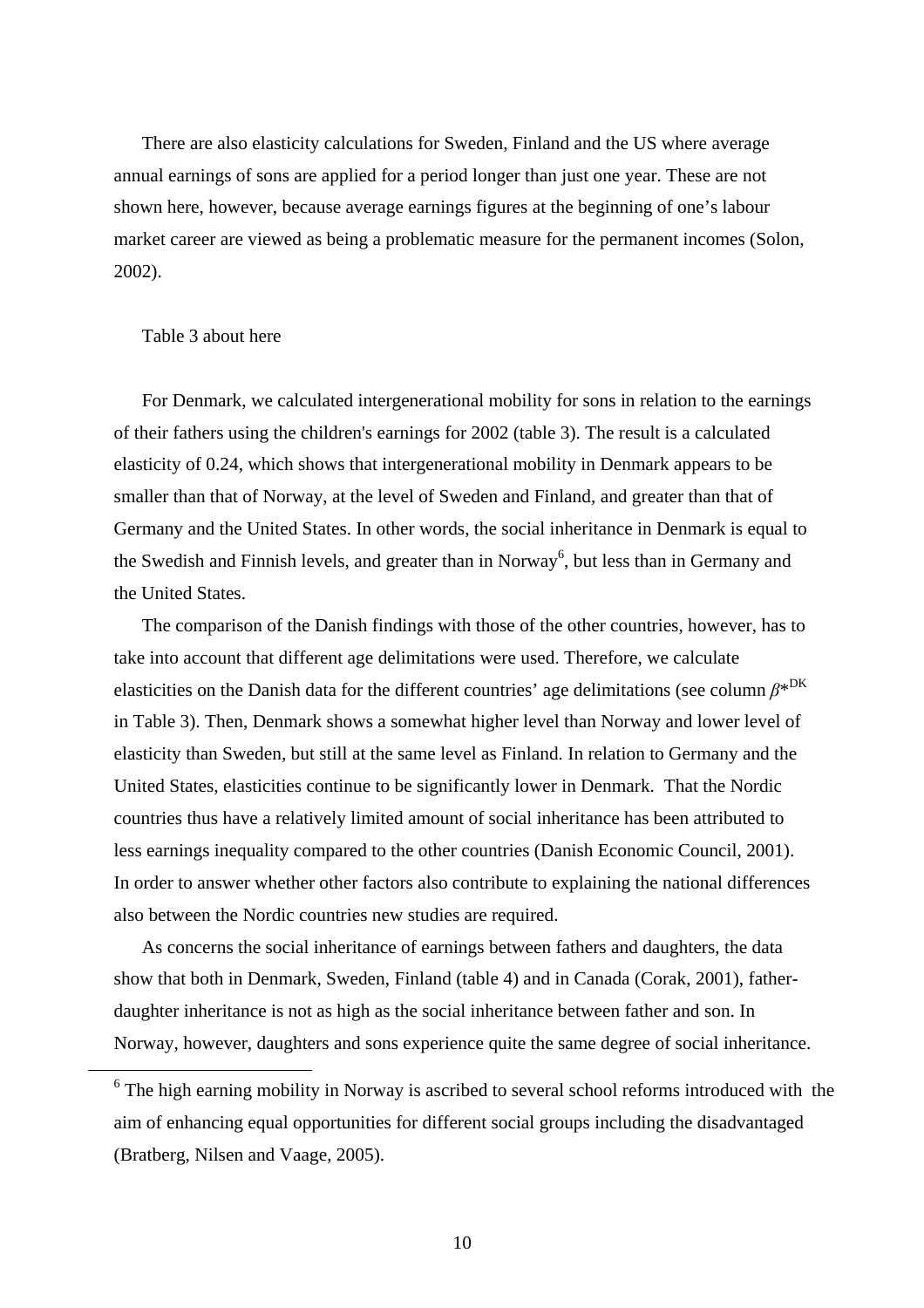There are also elasticity calculations for Sweden, Finland and the US where average annual earnings of sons are applied for a period longer than just one year. These are not shown here, however, because average earnings figures at the beginning of one's labour market career are viewed as being a problematic measure for the permanent incomes (Solon, 2002).

Table 3 about here

For Denmark, we calculated intergenerational mobility for sons in relation to the earnings of their fathers using the children's earnings for 2002 (table 3). The result is a calculated elasticity of 0.24, which shows that intergenerational mobility in Denmark appears to be smaller than that of Norway, at the level of Sweden and Finland, and greater than that of Germany and the United States. In other words, the social inheritance in Denmark is equal to the Swedish and Finnish levels, and greater than in Norway[6], but less than in Germany and the United States.

The comparison of the Danish findings with those of the other countries, however, has to take into account that different age delimitations were used. Therefore, we calculate elasticities on the Danish data for the different countries' age delimitations (see column $\beta^{*DK}$ in Table 3). Then, Denmark shows a somewhat higher level than Norway and lower level of elasticity than Sweden, but still at the same level as Finland. In relation to Germany and the United States, elasticities continue to be significantly lower in Denmark. That the Nordic countries thus have a relatively limited amount of social inheritance has been attributed to less earnings inequality compared to the other countries (Danish Economic Council, 2001). In order to answer whether other factors also contribute to explaining the national differences also between the Nordic countries new studies are required.

As concerns the social inheritance of earnings between fathers and daughters, the data show that both in Denmark, Sweden, Finland (table 4) and in Canada (Corak, 2001), father-daughter inheritance is not as high as the social inheritance between father and son. In Norway, however, daughters and sons experience quite the same degree of social inheritance.

[6] The high earning mobility in Norway is ascribed to several school reforms introduced with the aim of enhancing equal opportunities for different social groups including the disadvantaged (Bratberg, Nilsen and Vaage, 2005).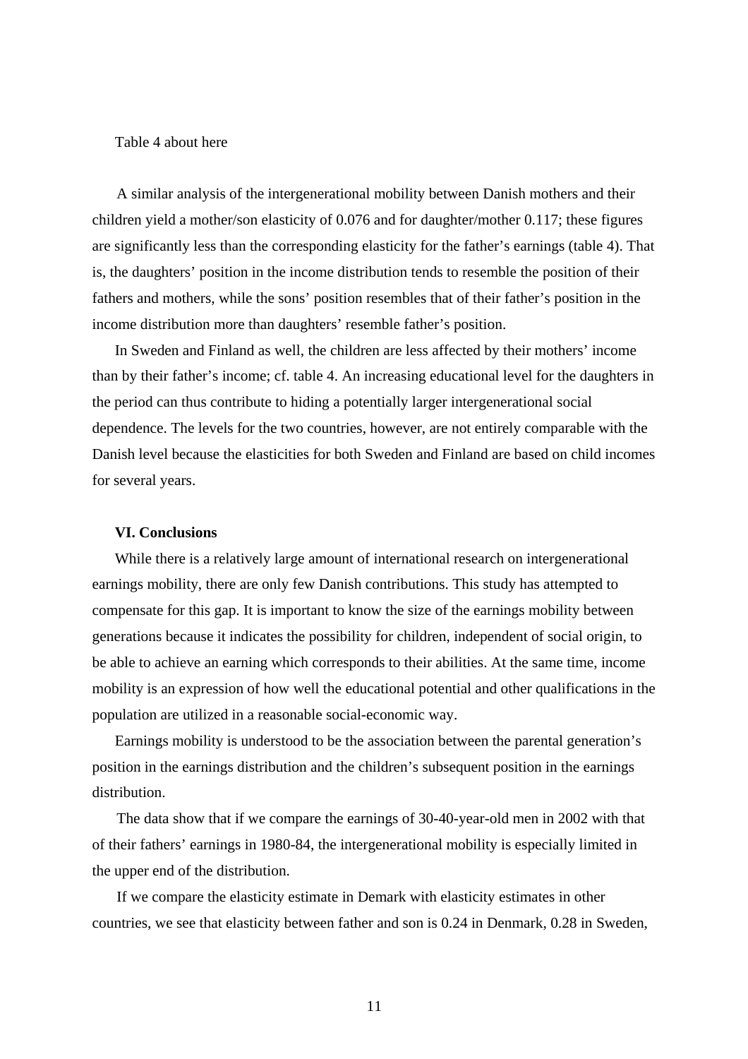Table 4 about here

A similar analysis of the intergenerational mobility between Danish mothers and their children yield a mother/son elasticity of 0.076 and for daughter/mother 0.117; these figures are significantly less than the corresponding elasticity for the father's earnings (table 4). That is, the daughters' position in the income distribution tends to resemble the position of their fathers and mothers, while the sons' position resembles that of their father's position in the income distribution more than daughters' resemble father's position.

In Sweden and Finland as well, the children are less affected by their mothers' income than by their father's income; cf. table 4. An increasing educational level for the daughters in the period can thus contribute to hiding a potentially larger intergenerational social dependence. The levels for the two countries, however, are not entirely comparable with the Danish level because the elasticities for both Sweden and Finland are based on child incomes for several years.

## VI. Conclusions

While there is a relatively large amount of international research on intergenerational earnings mobility, there are only few Danish contributions. This study has attempted to compensate for this gap. It is important to know the size of the earnings mobility between generations because it indicates the possibility for children, independent of social origin, to be able to achieve an earning which corresponds to their abilities. At the same time, income mobility is an expression of how well the educational potential and other qualifications in the population are utilized in a reasonable social-economic way.

Earnings mobility is understood to be the association between the parental generation's position in the earnings distribution and the children's subsequent position in the earnings distribution.

The data show that if we compare the earnings of 30-40-year-old men in 2002 with that of their fathers' earnings in 1980-84, the intergenerational mobility is especially limited in the upper end of the distribution.

If we compare the elasticity estimate in Demark with elasticity estimates in other countries, we see that elasticity between father and son is 0.24 in Denmark, 0.28 in Sweden,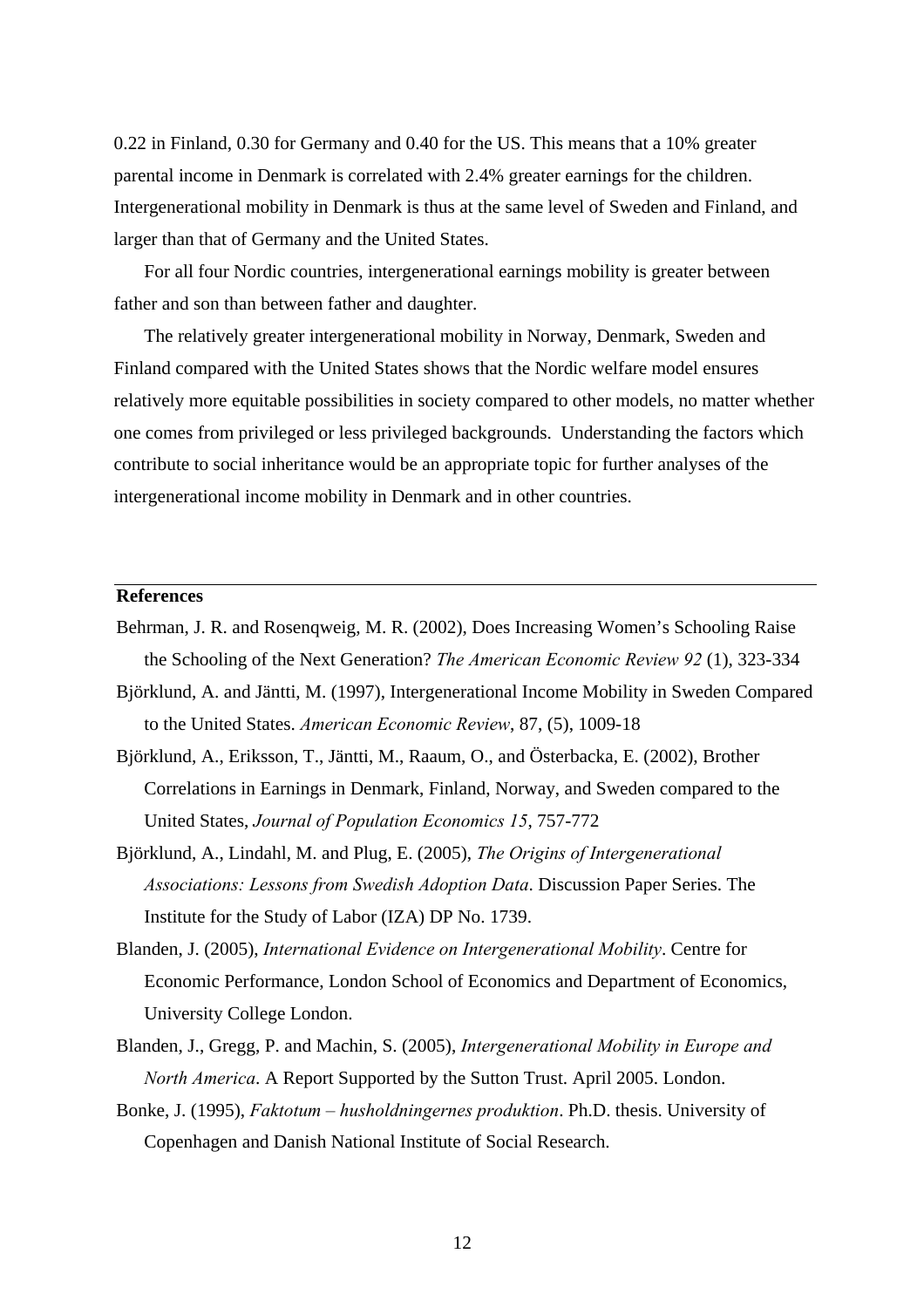0.22 in Finland, 0.30 for Germany and 0.40 for the US. This means that a 10% greater parental income in Denmark is correlated with 2.4% greater earnings for the children. Intergenerational mobility in Denmark is thus at the same level of Sweden and Finland, and larger than that of Germany and the United States.

For all four Nordic countries, intergenerational earnings mobility is greater between father and son than between father and daughter.

The relatively greater intergenerational mobility in Norway, Denmark, Sweden and Finland compared with the United States shows that the Nordic welfare model ensures relatively more equitable possibilities in society compared to other models, no matter whether one comes from privileged or less privileged backgrounds. Understanding the factors which contribute to social inheritance would be an appropriate topic for further analyses of the intergenerational income mobility in Denmark and in other countries.

## References

Behrman, J. R. and Rosenqweig, M. R. (2002), Does Increasing Women's Schooling Raise the Schooling of the Next Generation? *The American Economic Review 92* (1), 323-334

Björklund, A. and Jäntti, M. (1997), Intergenerational Income Mobility in Sweden Compared to the United States. *American Economic Review*, 87, (5), 1009-18

Björklund, A., Eriksson, T., Jäntti, M., Raaum, O., and Österbacka, E. (2002), Brother Correlations in Earnings in Denmark, Finland, Norway, and Sweden compared to the United States, *Journal of Population Economics 15*, 757-772

Björklund, A., Lindahl, M. and Plug, E. (2005), *The Origins of Intergenerational Associations: Lessons from Swedish Adoption Data*. Discussion Paper Series. The Institute for the Study of Labor (IZA) DP No. 1739.

Blanden, J. (2005), *International Evidence on Intergenerational Mobility*. Centre for Economic Performance, London School of Economics and Department of Economics, University College London.

Blanden, J., Gregg, P. and Machin, S. (2005), *Intergenerational Mobility in Europe and North America*. A Report Supported by the Sutton Trust. April 2005. London.

Bonke, J. (1995), *Faktotum – husholdningernes produktion*. Ph.D. thesis. University of Copenhagen and Danish National Institute of Social Research.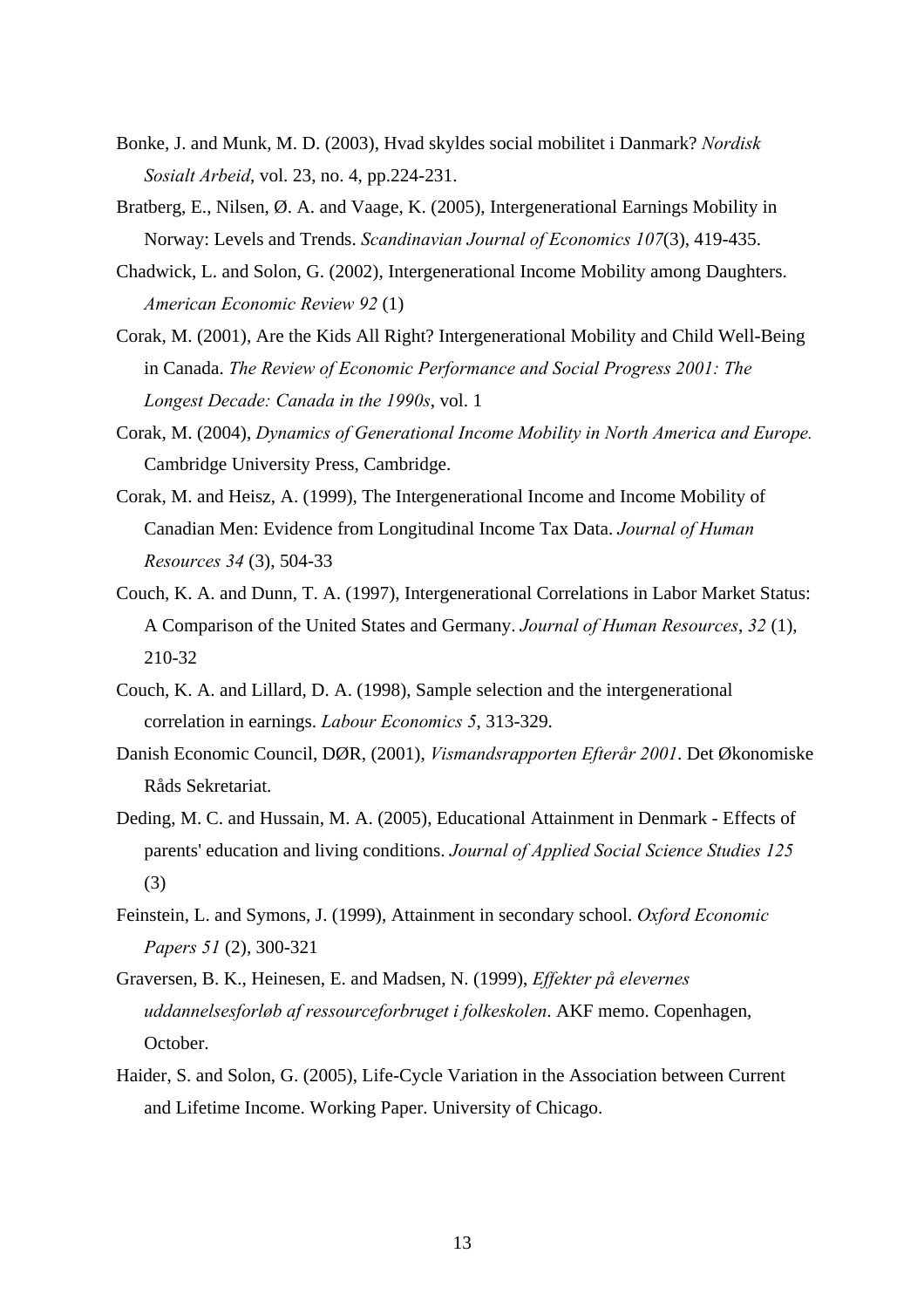Bonke, J. and Munk, M. D. (2003), Hvad skyldes social mobilitet i Danmark? *Nordisk Sosialt Arbeid*, vol. 23, no. 4, pp.224-231.

Bratberg, E., Nilsen, Ø. A. and Vaage, K. (2005), Intergenerational Earnings Mobility in Norway: Levels and Trends. *Scandinavian Journal of Economics 107*(3), 419-435.

Chadwick, L. and Solon, G. (2002), Intergenerational Income Mobility among Daughters. *American Economic Review 92* (1)

Corak, M. (2001), Are the Kids All Right? Intergenerational Mobility and Child Well-Being in Canada. *The Review of Economic Performance and Social Progress 2001: The Longest Decade: Canada in the 1990s*, vol. 1

Corak, M. (2004), *Dynamics of Generational Income Mobility in North America and Europe.* Cambridge University Press, Cambridge.

Corak, M. and Heisz, A. (1999), The Intergenerational Income and Income Mobility of Canadian Men: Evidence from Longitudinal Income Tax Data. *Journal of Human Resources 34* (3), 504-33

Couch, K. A. and Dunn, T. A. (1997), Intergenerational Correlations in Labor Market Status: A Comparison of the United States and Germany. *Journal of Human Resources*, *32* (1), 210-32

Couch, K. A. and Lillard, D. A. (1998), Sample selection and the intergenerational correlation in earnings. *Labour Economics 5*, 313-329.

Danish Economic Council, DØR, (2001), *Vismandsrapporten Efterår 2001*. Det Økonomiske Råds Sekretariat.

Deding, M. C. and Hussain, M. A. (2005), Educational Attainment in Denmark - Effects of parents' education and living conditions. *Journal of Applied Social Science Studies 125* (3)

Feinstein, L. and Symons, J. (1999), Attainment in secondary school. *Oxford Economic Papers 51* (2), 300-321

Graversen, B. K., Heinesen, E. and Madsen, N. (1999), *Effekter på elevernes uddannelsesforløb af ressourceforbruget i folkeskolen*. AKF memo. Copenhagen, October.

Haider, S. and Solon, G. (2005), Life-Cycle Variation in the Association between Current and Lifetime Income. Working Paper. University of Chicago.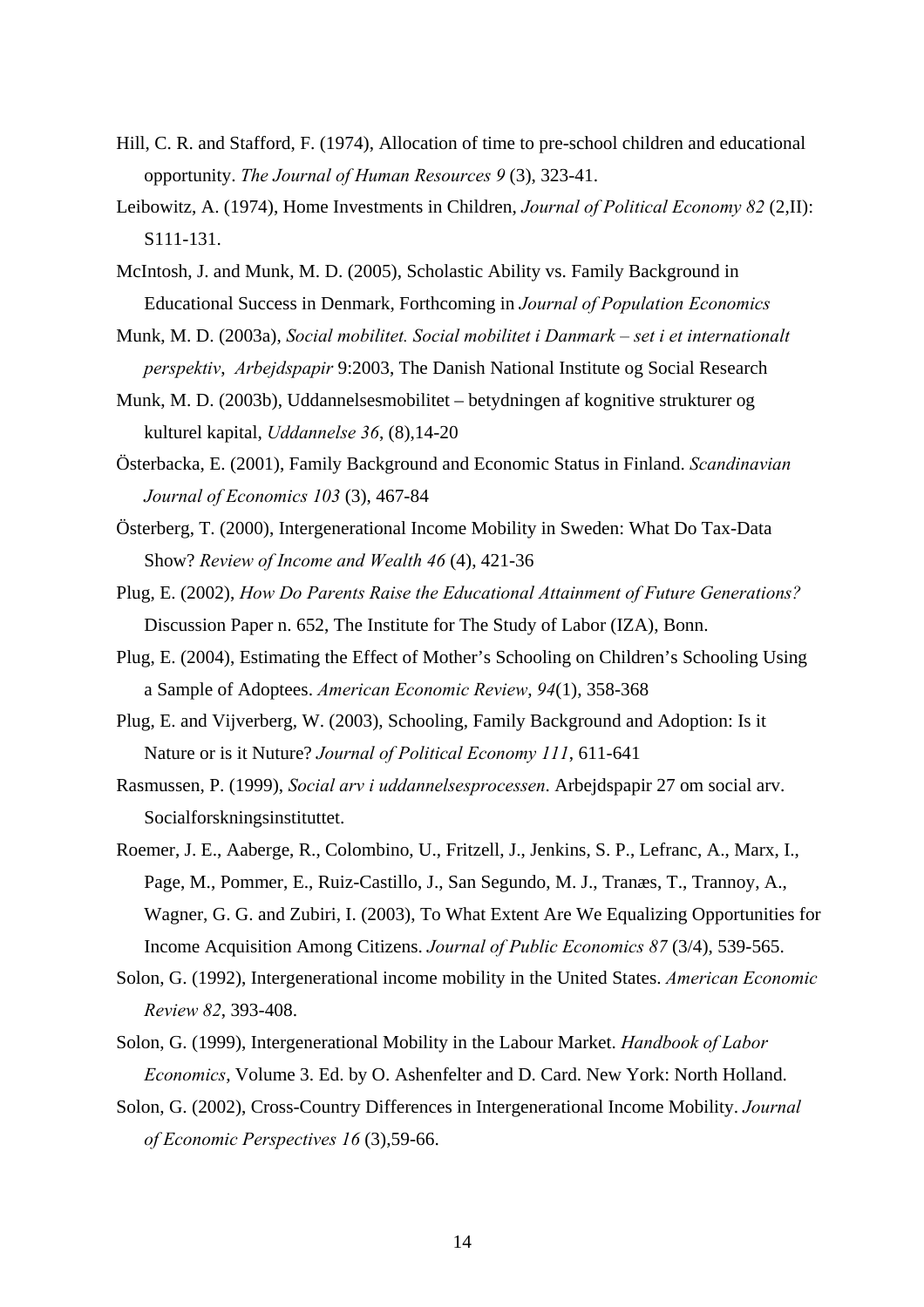Hill, C. R. and Stafford, F. (1974), Allocation of time to pre-school children and educational opportunity. *The Journal of Human Resources 9* (3), 323-41.

Leibowitz, A. (1974), Home Investments in Children, *Journal of Political Economy 82* (2,II): S111-131.

McIntosh, J. and Munk, M. D. (2005), Scholastic Ability vs. Family Background in Educational Success in Denmark, Forthcoming in *Journal of Population Economics*

Munk, M. D. (2003a), *Social mobilitet. Social mobilitet i Danmark – set i et internationalt perspektiv*, *Arbejdspapir* 9:2003, The Danish National Institute og Social Research

Munk, M. D. (2003b), Uddannelsesmobilitet – betydningen af kognitive strukturer og kulturel kapital, *Uddannelse 36*, (8),14-20

Österbacka, E. (2001), Family Background and Economic Status in Finland. *Scandinavian Journal of Economics 103* (3), 467-84

Österberg, T. (2000), Intergenerational Income Mobility in Sweden: What Do Tax-Data Show? *Review of Income and Wealth 46* (4), 421-36

Plug, E. (2002), *How Do Parents Raise the Educational Attainment of Future Generations?* Discussion Paper n. 652, The Institute for The Study of Labor (IZA), Bonn.

Plug, E. (2004), Estimating the Effect of Mother's Schooling on Children's Schooling Using a Sample of Adoptees. *American Economic Review*, *94*(1), 358-368

Plug, E. and Vijverberg, W. (2003), Schooling, Family Background and Adoption: Is it Nature or is it Nuture? *Journal of Political Economy 111*, 611-641

Rasmussen, P. (1999), *Social arv i uddannelsesprocessen*. Arbejdspapir 27 om social arv. Socialforskningsinstituttet.

Roemer, J. E., Aaberge, R., Colombino, U., Fritzell, J., Jenkins, S. P., Lefranc, A., Marx, I., Page, M., Pommer, E., Ruiz-Castillo, J., San Segundo, M. J., Tranæs, T., Trannoy, A., Wagner, G. G. and Zubiri, I. (2003), To What Extent Are We Equalizing Opportunities for Income Acquisition Among Citizens. *Journal of Public Economics 87* (3/4), 539-565.

Solon, G. (1992), Intergenerational income mobility in the United States. *American Economic Review 82*, 393-408.

Solon, G. (1999), Intergenerational Mobility in the Labour Market. *Handbook of Labor Economics*, Volume 3. Ed. by O. Ashenfelter and D. Card. New York: North Holland.

Solon, G. (2002), Cross-Country Differences in Intergenerational Income Mobility. *Journal of Economic Perspectives 16* (3),59-66.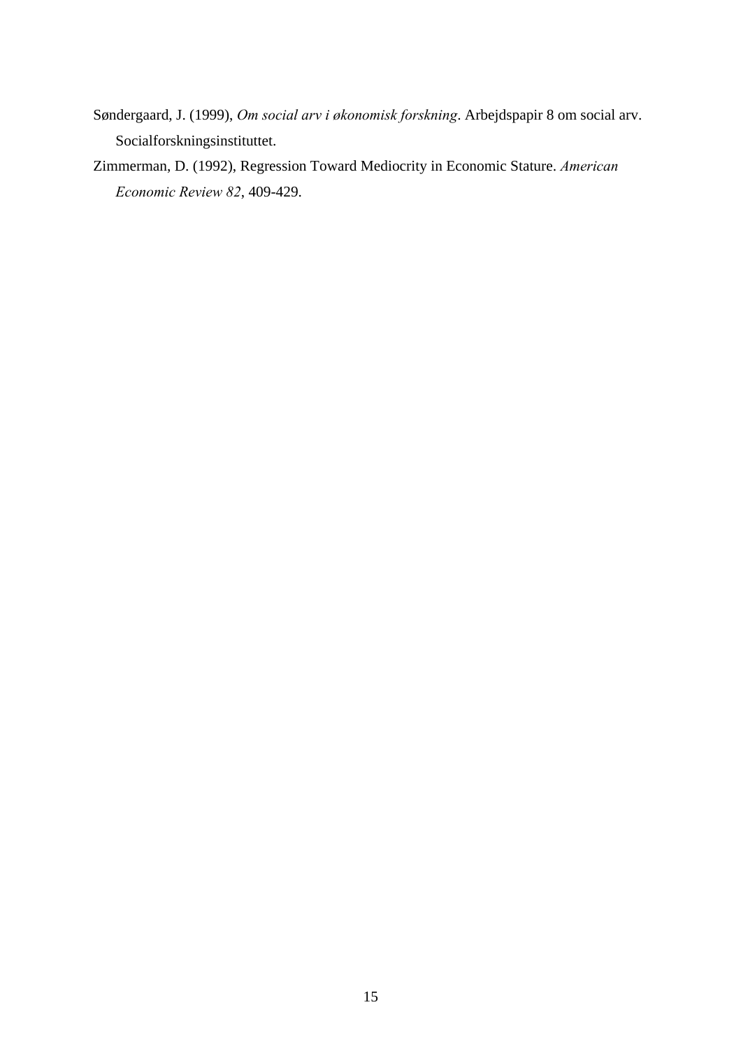Søndergaard, J. (1999), *Om social arv i økonomisk forskning*. Arbejdspapir 8 om social arv. Socialforskningsinstituttet.

Zimmerman, D. (1992), Regression Toward Mediocrity in Economic Stature. *American Economic Review 82*, 409-429.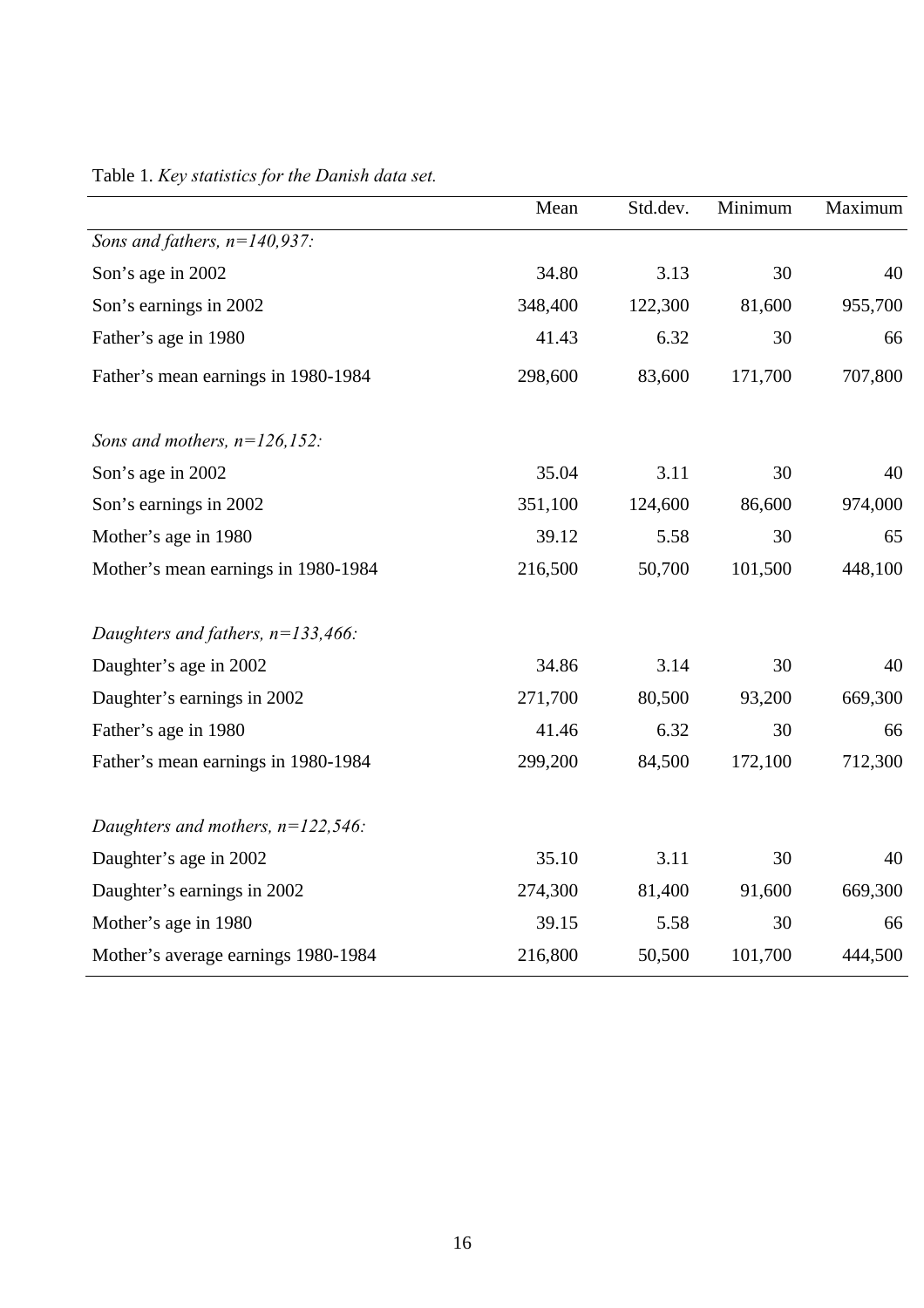Table 1. *Key statistics for the Danish data set.*

| | Mean | Std.dev. | Minimum | Maximum |
|---|---|---|---|---|
| *Sons and fathers, n=140,937:* | | | | |
| Son's age in 2002 | 34.80 | 3.13 | 30 | 40 |
| Son's earnings in 2002 | 348,400 | 122,300 | 81,600 | 955,700 |
| Father's age in 1980 | 41.43 | 6.32 | 30 | 66 |
| Father's mean earnings in 1980-1984 | 298,600 | 83,600 | 171,700 | 707,800 |
| | | | | |
| *Sons and mothers, n=126,152:* | | | | |
| Son's age in 2002 | 35.04 | 3.11 | 30 | 40 |
| Son's earnings in 2002 | 351,100 | 124,600 | 86,600 | 974,000 |
| Mother's age in 1980 | 39.12 | 5.58 | 30 | 65 |
| Mother's mean earnings in 1980-1984 | 216,500 | 50,700 | 101,500 | 448,100 |
| | | | | |
| *Daughters and fathers, n=133,466:* | | | | |
| Daughter's age in 2002 | 34.86 | 3.14 | 30 | 40 |
| Daughter's earnings in 2002 | 271,700 | 80,500 | 93,200 | 669,300 |
| Father's age in 1980 | 41.46 | 6.32 | 30 | 66 |
| Father's mean earnings in 1980-1984 | 299,200 | 84,500 | 172,100 | 712,300 |
| | | | | |
| *Daughters and mothers, n=122,546:* | | | | |
| Daughter's age in 2002 | 35.10 | 3.11 | 30 | 40 |
| Daughter's earnings in 2002 | 274,300 | 81,400 | 91,600 | 669,300 |
| Mother's age in 1980 | 39.15 | 5.58 | 30 | 66 |
| Mother's average earnings 1980-1984 | 216,800 | 50,500 | 101,700 | 444,500 |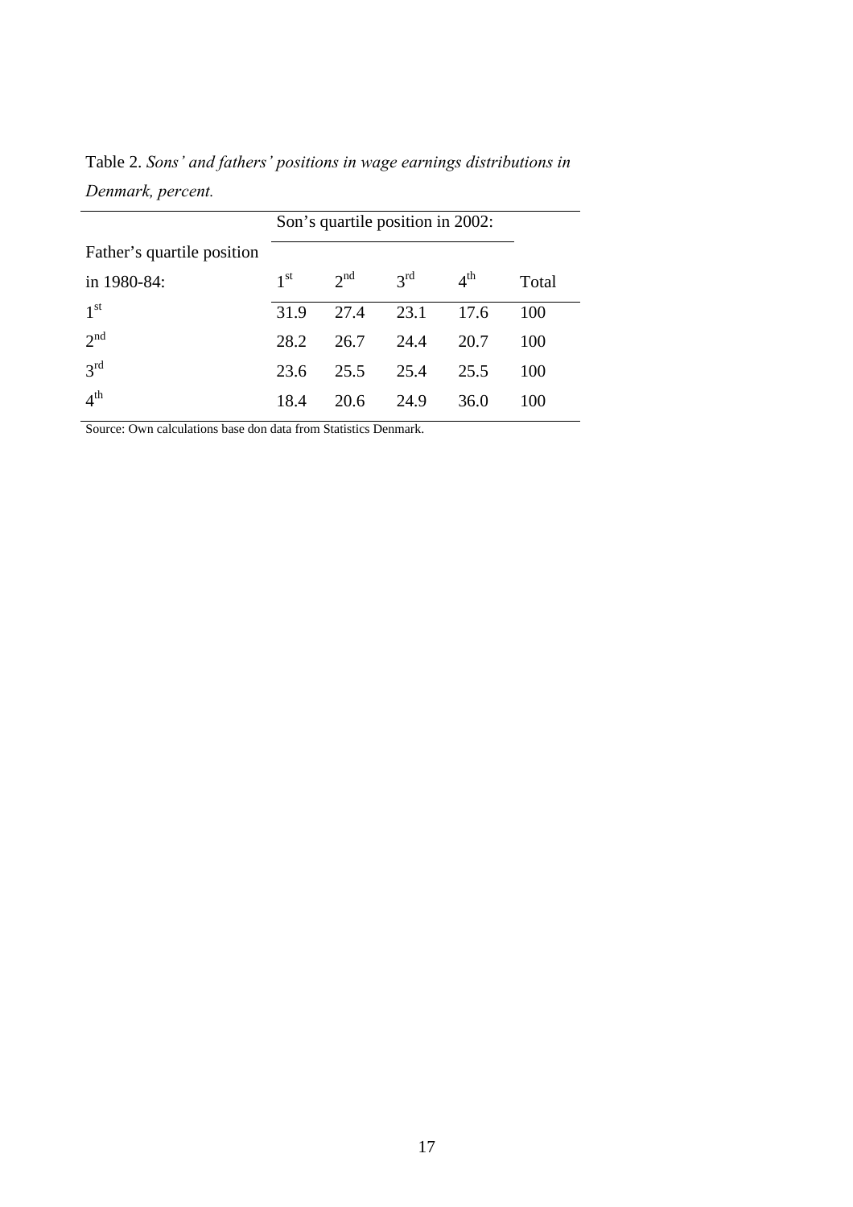Table 2. *Sons' and fathers' positions in wage earnings distributions in Denmark, percent.*

| Father's quartile position in 1980-84: | Son's quartile position in 2002: 1st | 2nd | 3rd | 4th | Total |
|---|---|---|---|---|---|
| 1st | 31.9 | 27.4 | 23.1 | 17.6 | 100 |
| 2nd | 28.2 | 26.7 | 24.4 | 20.7 | 100 |
| 3rd | 23.6 | 25.5 | 25.4 | 25.5 | 100 |
| 4th | 18.4 | 20.6 | 24.9 | 36.0 | 100 |

Source: Own calculations base don data from Statistics Denmark.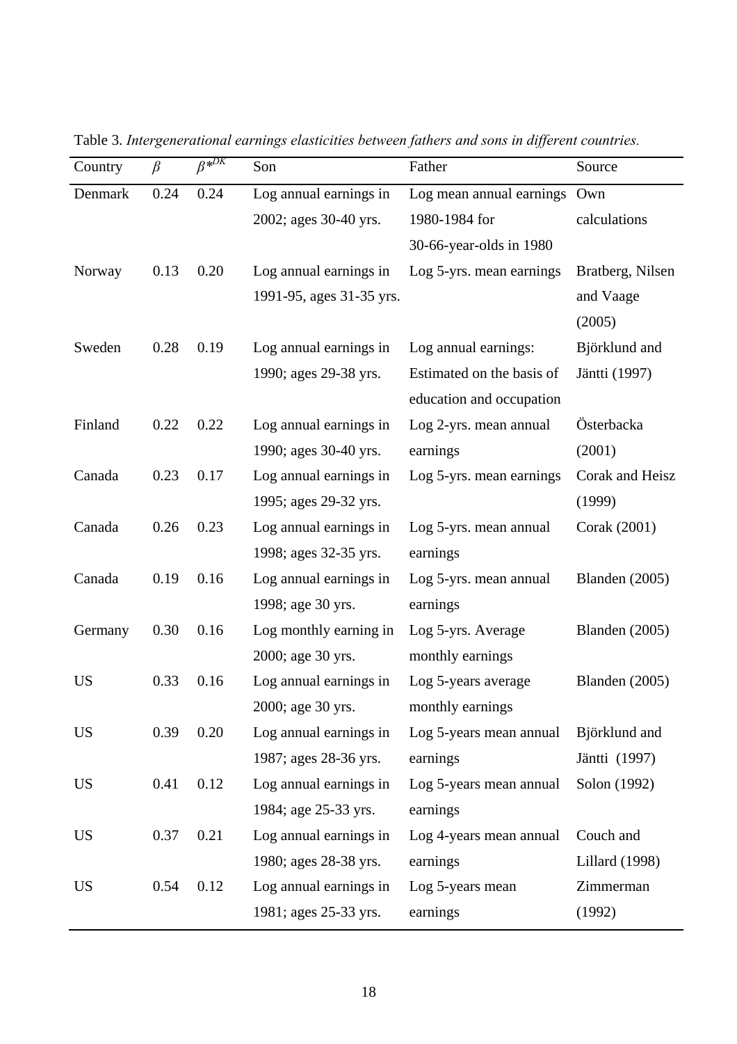Table 3. *Intergenerational earnings elasticities between fathers and sons in different countries.*

| Country | $\beta$ | $\beta^{*DK}$ | Son | Father | Source |
|---|---|---|---|---|---|
| Denmark | 0.24 | 0.24 | Log annual earnings in 2002; ages 30-40 yrs. | Log mean annual earnings 1980-1984 for 30-66-year-olds in 1980 | Own calculations |
| Norway | 0.13 | 0.20 | Log annual earnings in 1991-95, ages 31-35 yrs. | Log 5-yrs. mean earnings | Bratberg, Nilsen and Vaage (2005) |
| Sweden | 0.28 | 0.19 | Log annual earnings in 1990; ages 29-38 yrs. | Log annual earnings: Estimated on the basis of education and occupation | Björklund and Jäntti (1997) |
| Finland | 0.22 | 0.22 | Log annual earnings in 1990; ages 30-40 yrs. | Log 2-yrs. mean annual earnings | Österbacka (2001) |
| Canada | 0.23 | 0.17 | Log annual earnings in 1995; ages 29-32 yrs. | Log 5-yrs. mean earnings | Corak and Heisz (1999) |
| Canada | 0.26 | 0.23 | Log annual earnings in 1998; ages 32-35 yrs. | Log 5-yrs. mean annual earnings | Corak (2001) |
| Canada | 0.19 | 0.16 | Log annual earnings in 1998; age 30 yrs. | Log 5-yrs. mean annual earnings | Blanden (2005) |
| Germany | 0.30 | 0.16 | Log monthly earning in 2000; age 30 yrs. | Log 5-yrs. Average monthly earnings | Blanden (2005) |
| US | 0.33 | 0.16 | Log annual earnings in 2000; age 30 yrs. | Log 5-years average monthly earnings | Blanden (2005) |
| US | 0.39 | 0.20 | Log annual earnings in 1987; ages 28-36 yrs. | Log 5-years mean annual earnings | Björklund and Jäntti (1997) |
| US | 0.41 | 0.12 | Log annual earnings in 1984; age 25-33 yrs. | Log 5-years mean annual earnings | Solon (1992) |
| US | 0.37 | 0.21 | Log annual earnings in 1980; ages 28-38 yrs. | Log 4-years mean annual earnings | Couch and Lillard (1998) |
| US | 0.54 | 0.12 | Log annual earnings in 1981; ages 25-33 yrs. | Log 5-years mean earnings | Zimmerman (1992) |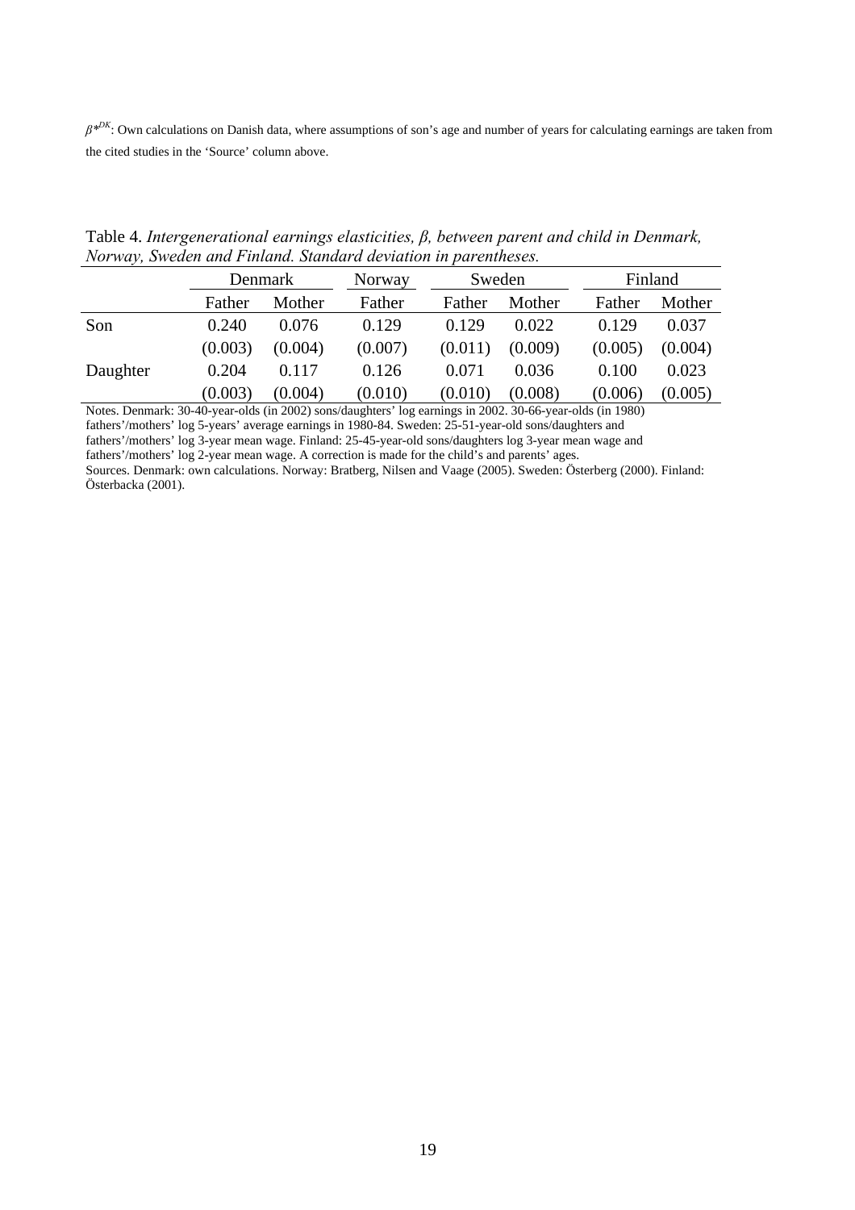$\beta^{*DK}$: Own calculations on Danish data, where assumptions of son's age and number of years for calculating earnings are taken from the cited studies in the 'Source' column above.

Table 4. *Intergenerational earnings elasticities, β, between parent and child in Denmark, Norway, Sweden and Finland. Standard deviation in parentheses.*

| | Denmark | | Norway | Sweden | | Finland | |
|---|---|---|---|---|---|---|---|
| | Father | Mother | Father | Father | Mother | Father | Mother |
| Son | 0.240 | 0.076 | 0.129 | 0.129 | 0.022 | 0.129 | 0.037 |
| | (0.003) | (0.004) | (0.007) | (0.011) | (0.009) | (0.005) | (0.004) |
| Daughter | 0.204 | 0.117 | 0.126 | 0.071 | 0.036 | 0.100 | 0.023 |
| | (0.003) | (0.004) | (0.010) | (0.010) | (0.008) | (0.006) | (0.005) |

Notes. Denmark: 30-40-year-olds (in 2002) sons/daughters' log earnings in 2002. 30-66-year-olds (in 1980) fathers'/mothers' log 5-years' average earnings in 1980-84. Sweden: 25-51-year-old sons/daughters and fathers'/mothers' log 3-year mean wage. Finland: 25-45-year-old sons/daughters log 3-year mean wage and fathers'/mothers' log 2-year mean wage. A correction is made for the child's and parents' ages.

Sources. Denmark: own calculations. Norway: Bratberg, Nilsen and Vaage (2005). Sweden: Österberg (2000). Finland: Österbacka (2001).